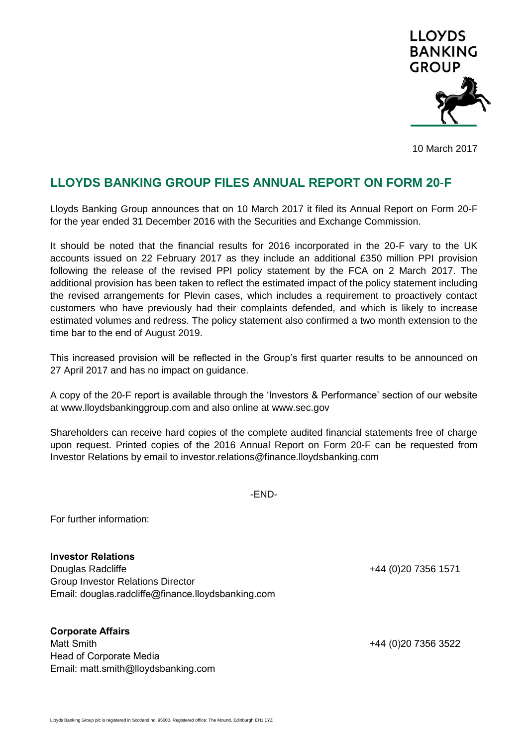LLOYDS BANKING GROUP

10 March 2017

# LLOYDS BANKING GROUP FILES ANNUAL REPORT ON FORM 20-F

Lloyds Banking Group announces that on 10 March 2017 it filed its Annual Report on Form 20-F for the year ended 31 December 2016 with the Securities and Exchange Commission.

It should be noted that the financial results for 2016 incorporated in the 20-F vary to the UK accounts issued on 22 February 2017 as they include an additional £350 million PPI provision following the release of the revised PPI policy statement by the FCA on 2 March 2017. The additional provision has been taken to reflect the estimated impact of the policy statement including the revised arrangements for Plevin cases, which includes a requirement to proactively contact customers who have previously had their complaints defended, and which is likely to increase estimated volumes and redress. The policy statement also confirmed a two month extension to the time bar to the end of August 2019.

This increased provision will be reflected in the Group's first quarter results to be announced on 27 April 2017 and has no impact on guidance.

A copy of the 20-F report is available through the 'Investors & Performance' section of our website at www.lloydsbankinggroup.com and also online at www.sec.gov

Shareholders can receive hard copies of the complete audited financial statements free of charge upon request. Printed copies of the 2016 Annual Report on Form 20-F can be requested from Investor Relations by email to investor.relations@finance.lloydsbanking.com

-END-

For further information:

**Investor Relations**
Douglas Radcliffe — +44 (0)20 7356 1571
Group Investor Relations Director
Email: douglas.radcliffe@finance.lloydsbanking.com

**Corporate Affairs**
Matt Smith — +44 (0)20 7356 3522
Head of Corporate Media
Email: matt.smith@lloydsbanking.com

Lloyds Banking Group plc is registered in Scotland no. 95000. Registered office: The Mound, Edinburgh EH1 1YZ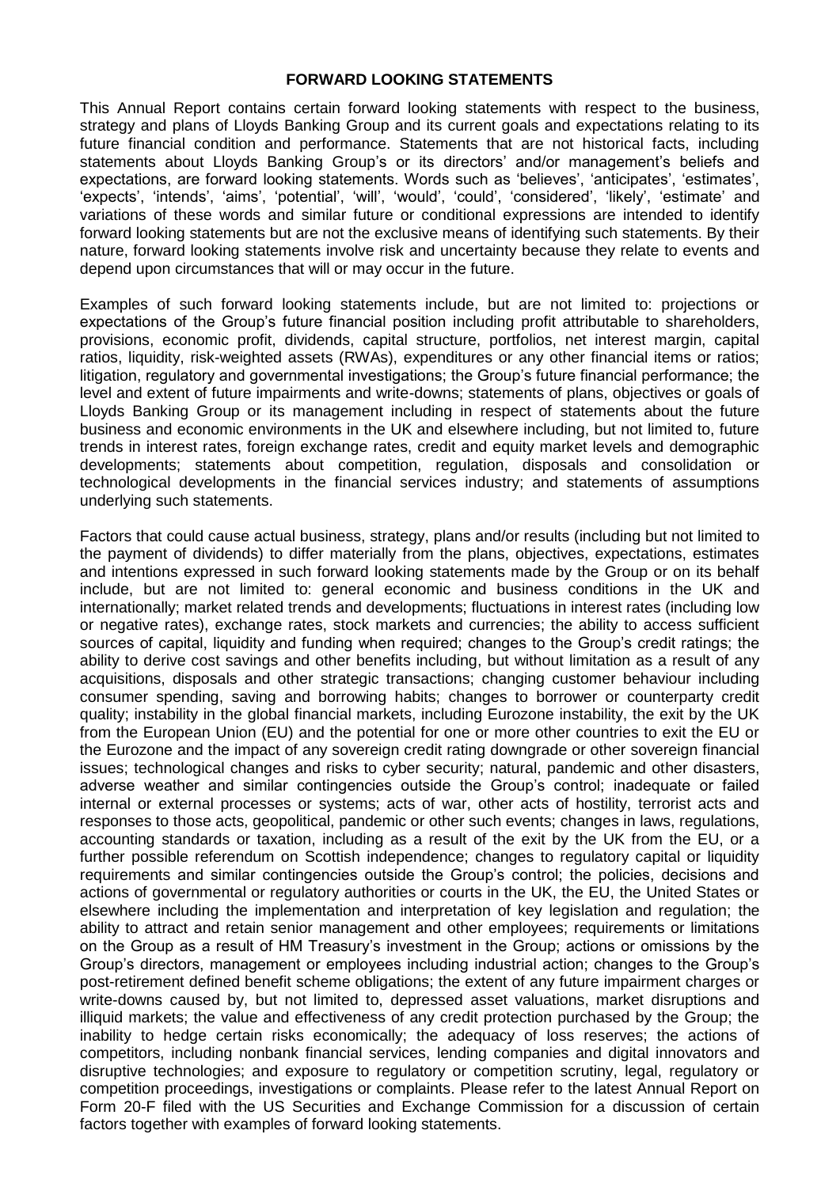# FORWARD LOOKING STATEMENTS

This Annual Report contains certain forward looking statements with respect to the business, strategy and plans of Lloyds Banking Group and its current goals and expectations relating to its future financial condition and performance. Statements that are not historical facts, including statements about Lloyds Banking Group's or its directors' and/or management's beliefs and expectations, are forward looking statements. Words such as 'believes', 'anticipates', 'estimates', 'expects', 'intends', 'aims', 'potential', 'will', 'would', 'could', 'considered', 'likely', 'estimate' and variations of these words and similar future or conditional expressions are intended to identify forward looking statements but are not the exclusive means of identifying such statements. By their nature, forward looking statements involve risk and uncertainty because they relate to events and depend upon circumstances that will or may occur in the future.

Examples of such forward looking statements include, but are not limited to: projections or expectations of the Group's future financial position including profit attributable to shareholders, provisions, economic profit, dividends, capital structure, portfolios, net interest margin, capital ratios, liquidity, risk-weighted assets (RWAs), expenditures or any other financial items or ratios; litigation, regulatory and governmental investigations; the Group's future financial performance; the level and extent of future impairments and write-downs; statements of plans, objectives or goals of Lloyds Banking Group or its management including in respect of statements about the future business and economic environments in the UK and elsewhere including, but not limited to, future trends in interest rates, foreign exchange rates, credit and equity market levels and demographic developments; statements about competition, regulation, disposals and consolidation or technological developments in the financial services industry; and statements of assumptions underlying such statements.

Factors that could cause actual business, strategy, plans and/or results (including but not limited to the payment of dividends) to differ materially from the plans, objectives, expectations, estimates and intentions expressed in such forward looking statements made by the Group or on its behalf include, but are not limited to: general economic and business conditions in the UK and internationally; market related trends and developments; fluctuations in interest rates (including low or negative rates), exchange rates, stock markets and currencies; the ability to access sufficient sources of capital, liquidity and funding when required; changes to the Group's credit ratings; the ability to derive cost savings and other benefits including, but without limitation as a result of any acquisitions, disposals and other strategic transactions; changing customer behaviour including consumer spending, saving and borrowing habits; changes to borrower or counterparty credit quality; instability in the global financial markets, including Eurozone instability, the exit by the UK from the European Union (EU) and the potential for one or more other countries to exit the EU or the Eurozone and the impact of any sovereign credit rating downgrade or other sovereign financial issues; technological changes and risks to cyber security; natural, pandemic and other disasters, adverse weather and similar contingencies outside the Group's control; inadequate or failed internal or external processes or systems; acts of war, other acts of hostility, terrorist acts and responses to those acts, geopolitical, pandemic or other such events; changes in laws, regulations, accounting standards or taxation, including as a result of the exit by the UK from the EU, or a further possible referendum on Scottish independence; changes to regulatory capital or liquidity requirements and similar contingencies outside the Group's control; the policies, decisions and actions of governmental or regulatory authorities or courts in the UK, the EU, the United States or elsewhere including the implementation and interpretation of key legislation and regulation; the ability to attract and retain senior management and other employees; requirements or limitations on the Group as a result of HM Treasury's investment in the Group; actions or omissions by the Group's directors, management or employees including industrial action; changes to the Group's post-retirement defined benefit scheme obligations; the extent of any future impairment charges or write-downs caused by, but not limited to, depressed asset valuations, market disruptions and illiquid markets; the value and effectiveness of any credit protection purchased by the Group; the inability to hedge certain risks economically; the adequacy of loss reserves; the actions of competitors, including nonbank financial services, lending companies and digital innovators and disruptive technologies; and exposure to regulatory or competition scrutiny, legal, regulatory or competition proceedings, investigations or complaints. Please refer to the latest Annual Report on Form 20-F filed with the US Securities and Exchange Commission for a discussion of certain factors together with examples of forward looking statements.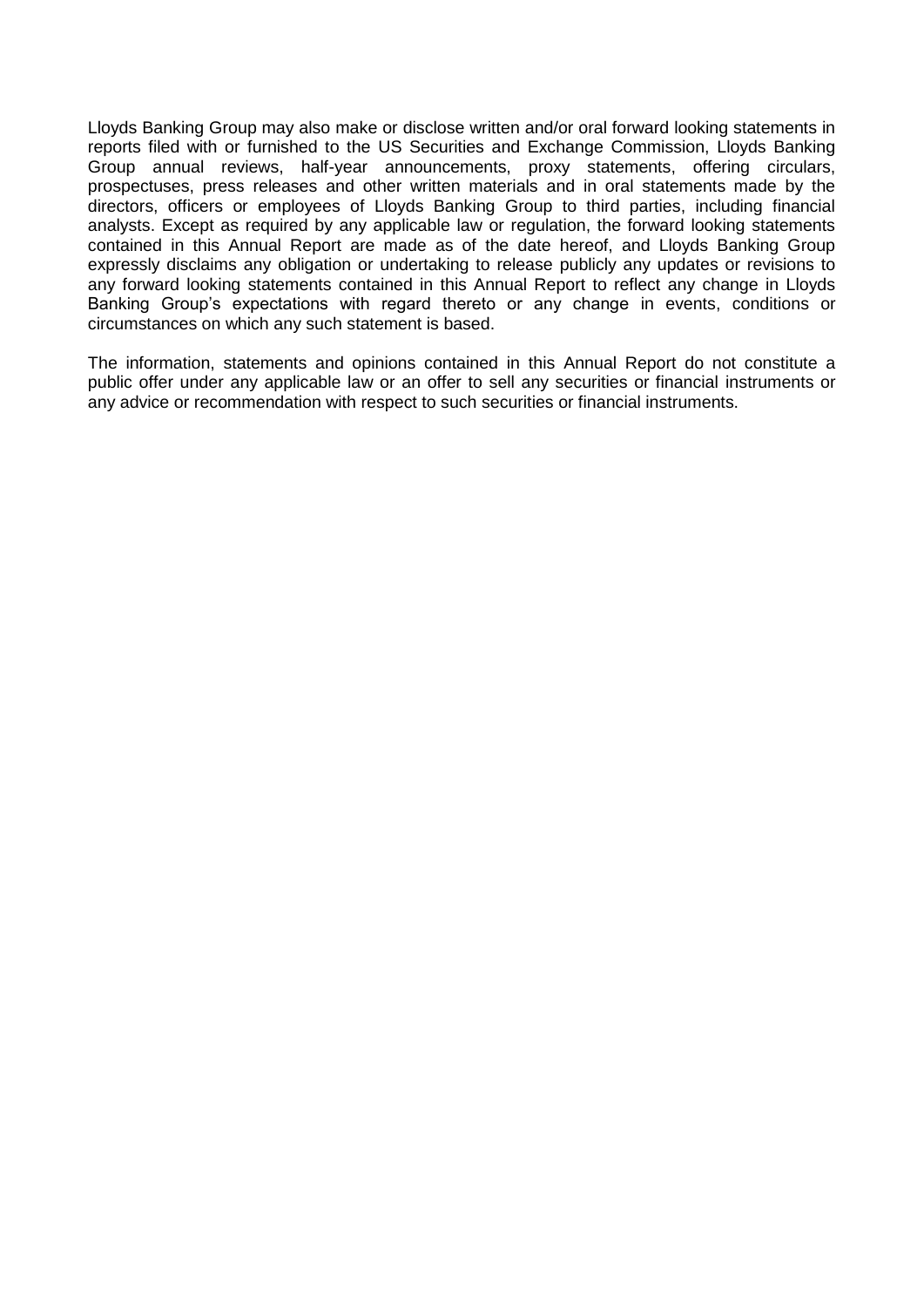Lloyds Banking Group may also make or disclose written and/or oral forward looking statements in reports filed with or furnished to the US Securities and Exchange Commission, Lloyds Banking Group annual reviews, half-year announcements, proxy statements, offering circulars, prospectuses, press releases and other written materials and in oral statements made by the directors, officers or employees of Lloyds Banking Group to third parties, including financial analysts. Except as required by any applicable law or regulation, the forward looking statements contained in this Annual Report are made as of the date hereof, and Lloyds Banking Group expressly disclaims any obligation or undertaking to release publicly any updates or revisions to any forward looking statements contained in this Annual Report to reflect any change in Lloyds Banking Group's expectations with regard thereto or any change in events, conditions or circumstances on which any such statement is based.

The information, statements and opinions contained in this Annual Report do not constitute a public offer under any applicable law or an offer to sell any securities or financial instruments or any advice or recommendation with respect to such securities or financial instruments.